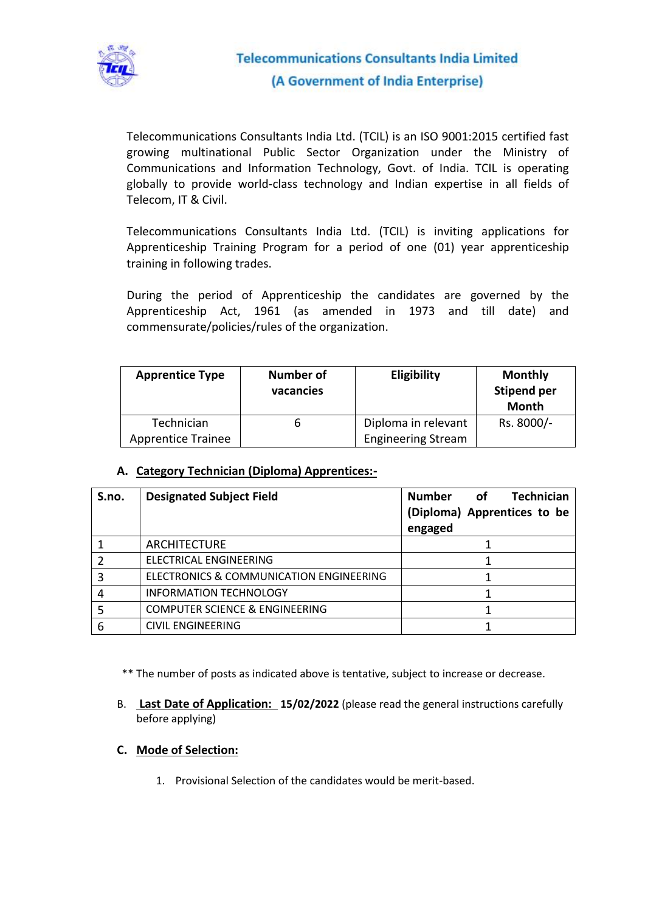# Telecommunications Consultants India Limited

## (A Government of India Enterprise)

Telecommunications Consultants India Ltd. (TCIL) is an ISO 9001:2015 certified fast growing multinational Public Sector Organization under the Ministry of Communications and Information Technology, Govt. of India. TCIL is operating globally to provide world-class technology and Indian expertise in all fields of Telecom, IT & Civil.

Telecommunications Consultants India Ltd. (TCIL) is inviting applications for Apprenticeship Training Program for a period of one (01) year apprenticeship training in following trades.

During the period of Apprenticeship the candidates are governed by the Apprenticeship Act, 1961 (as amended in 1973 and till date) and commensurate/policies/rules of the organization.

| Apprentice Type | Number of vacancies | Eligibility | Monthly Stipend per Month |
|---|---|---|---|
| Technician Apprentice Trainee | 6 | Diploma in relevant Engineering Stream | Rs. 8000/- |

**A. <u>Category Technician (Diploma) Apprentices:-</u>**

| S.no. | Designated Subject Field | Number of Technician (Diploma) Apprentices to be engaged |
|---|---|---|
| 1 | ARCHITECTURE | 1 |
| 2 | ELECTRICAL ENGINEERING | 1 |
| 3 | ELECTRONICS & COMMUNICATION ENGINEERING | 1 |
| 4 | INFORMATION TECHNOLOGY | 1 |
| 5 | COMPUTER SCIENCE & ENGINEERING | 1 |
| 6 | CIVIL ENGINEERING | 1 |

** The number of posts as indicated above is tentative, subject to increase or decrease.

B. **<u>Last Date of Application:</u> 15/02/2022** (please read the general instructions carefully before applying)

**C. <u>Mode of Selection:</u>**

1. Provisional Selection of the candidates would be merit-based.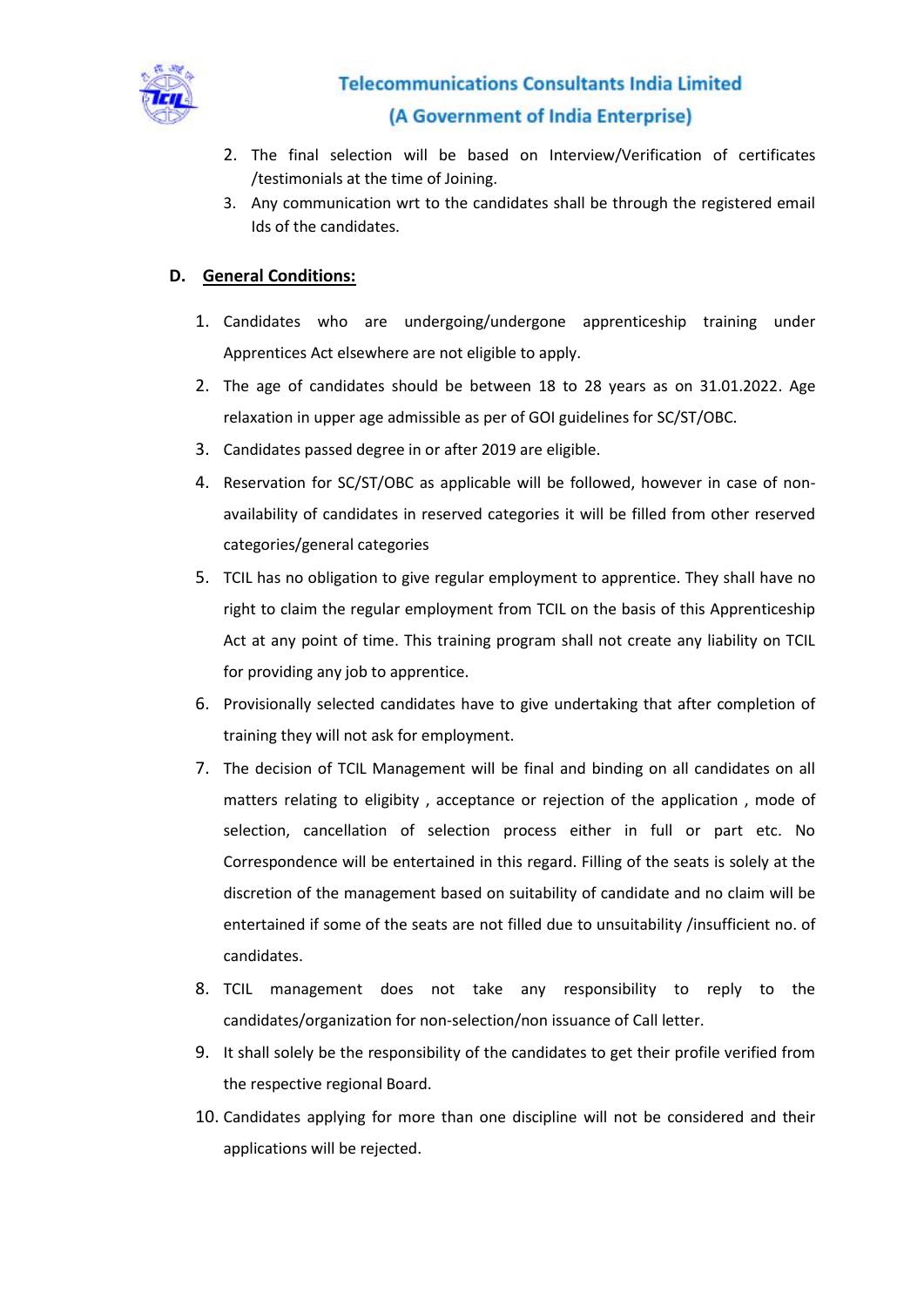2. The final selection will be based on Interview/Verification of certificates /testimonials at the time of Joining.
3. Any communication wrt to the candidates shall be through the registered email Ids of the candidates.

## D. General Conditions:

1. Candidates who are undergoing/undergone apprenticeship training under Apprentices Act elsewhere are not eligible to apply.
2. The age of candidates should be between 18 to 28 years as on 31.01.2022. Age relaxation in upper age admissible as per of GOI guidelines for SC/ST/OBC.
3. Candidates passed degree in or after 2019 are eligible.
4. Reservation for SC/ST/OBC as applicable will be followed, however in case of non-availability of candidates in reserved categories it will be filled from other reserved categories/general categories
5. TCIL has no obligation to give regular employment to apprentice. They shall have no right to claim the regular employment from TCIL on the basis of this Apprenticeship Act at any point of time. This training program shall not create any liability on TCIL for providing any job to apprentice.
6. Provisionally selected candidates have to give undertaking that after completion of training they will not ask for employment.
7. The decision of TCIL Management will be final and binding on all candidates on all matters relating to eligibity , acceptance or rejection of the application , mode of selection, cancellation of selection process either in full or part etc. No Correspondence will be entertained in this regard. Filling of the seats is solely at the discretion of the management based on suitability of candidate and no claim will be entertained if some of the seats are not filled due to unsuitability /insufficient no. of candidates.
8. TCIL management does not take any responsibility to reply to the candidates/organization for non-selection/non issuance of Call letter.
9. It shall solely be the responsibility of the candidates to get their profile verified from the respective regional Board.
10. Candidates applying for more than one discipline will not be considered and their applications will be rejected.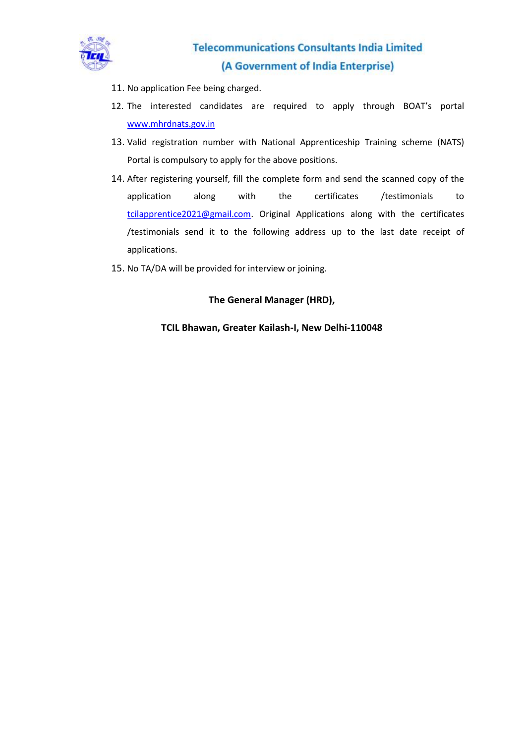11. No application Fee being charged.
12. The interested candidates are required to apply through BOAT's portal www.mhrdnats.gov.in
13. Valid registration number with National Apprenticeship Training scheme (NATS) Portal is compulsory to apply for the above positions.
14. After registering yourself, fill the complete form and send the scanned copy of the application along with the certificates /testimonials to tcilapprentice2021@gmail.com. Original Applications along with the certificates /testimonials send it to the following address up to the last date receipt of applications.
15. No TA/DA will be provided for interview or joining.

**The General Manager (HRD),**

**TCIL Bhawan, Greater Kailash-I, New Delhi-110048**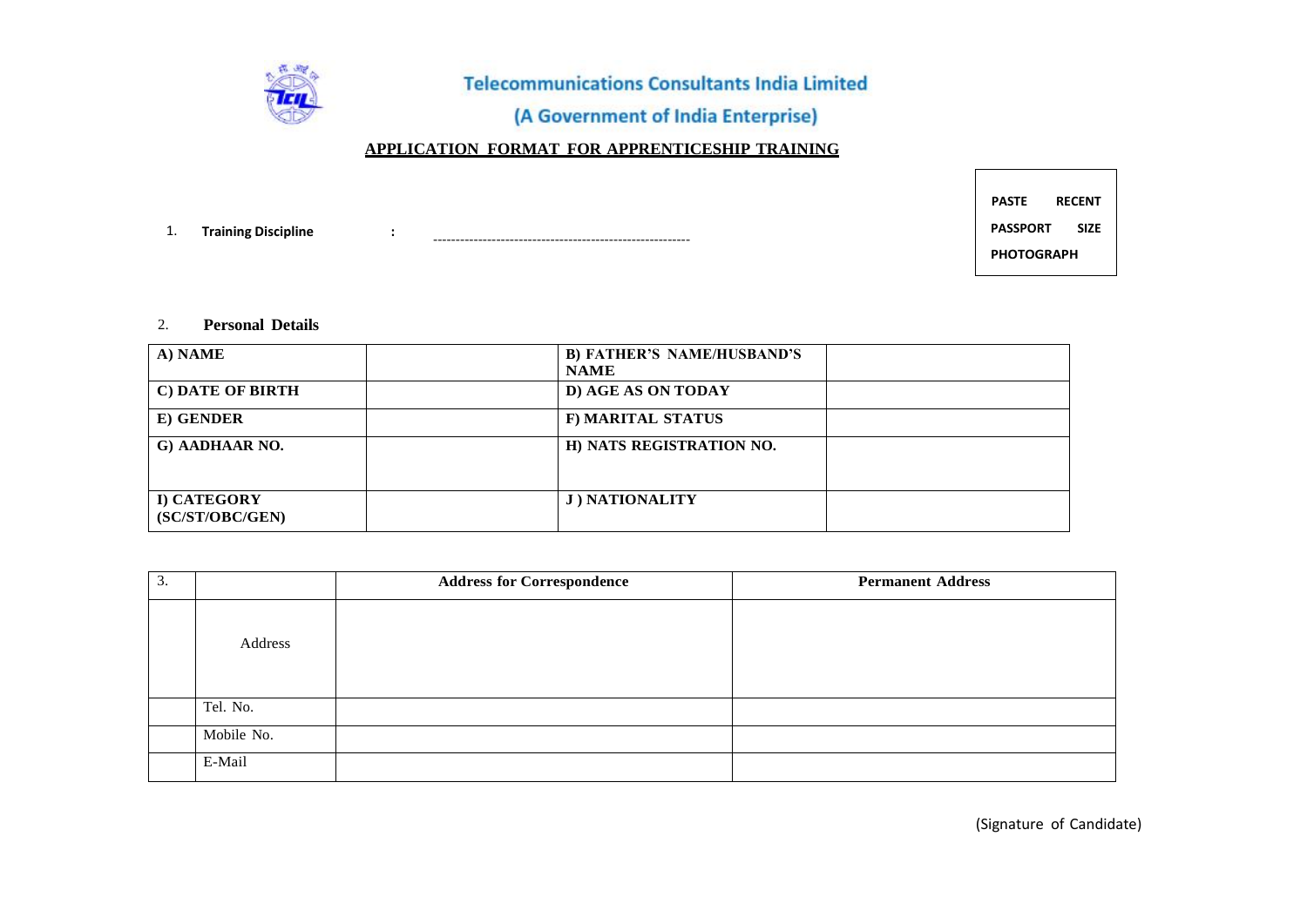# Telecommunications Consultants India Limited

## (A Government of India Enterprise)

**APPLICATION FORMAT FOR APPRENTICESHIP TRAINING**

| PASTE RECENT PASSPORT SIZE PHOTOGRAPH |
|---|

1. **Training Discipline** : ---------------------------------------------------------

2. **Personal Details**

| A) NAME | | B) FATHER'S NAME/HUSBAND'S NAME | |
|---|---|---|---|
| C) DATE OF BIRTH | | D) AGE AS ON TODAY | |
| E) GENDER | | F) MARITAL STATUS | |
| G) AADHAAR NO. | | H) NATS REGISTRATION NO. | |
| I) CATEGORY (SC/ST/OBC/GEN) | | J ) NATIONALITY | |

| 3. | | Address for Correspondence | Permanent Address |
|---|---|---|---|
| | Address | | |
| | Tel. No. | | |
| | Mobile No. | | |
| | E-Mail | | |

(Signature of Candidate)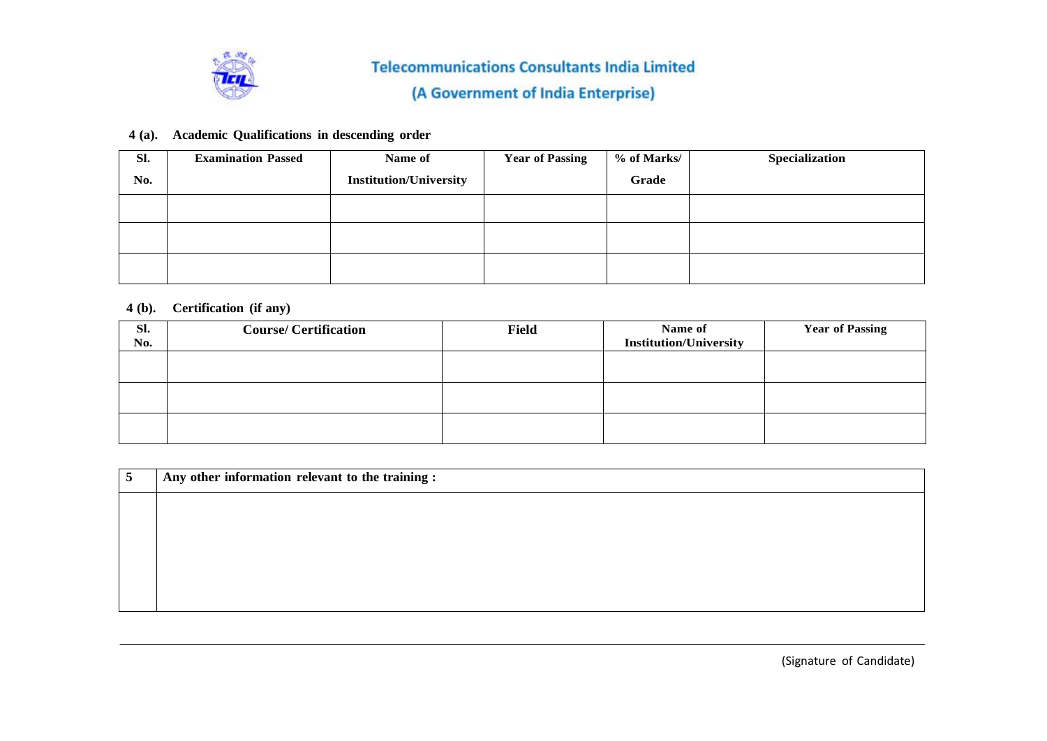**Telecommunications Consultants India Limited**

**(A Government of India Enterprise)**

**4 (a). Academic Qualifications in descending order**

| Sl. No. | Examination Passed | Name of Institution/University | Year of Passing | % of Marks/ Grade | Specialization |
|---|---|---|---|---|---|
| | | | | | |
| | | | | | |
| | | | | | |

**4 (b). Certification (if any)**

| Sl. No. | Course/ Certification | Field | Name of Institution/University | Year of Passing |
|---|---|---|---|---|
| | | | | |
| | | | | |
| | | | | |

| 5 | Any other information relevant to the training : |
|---|---|
| | |

(Signature of Candidate)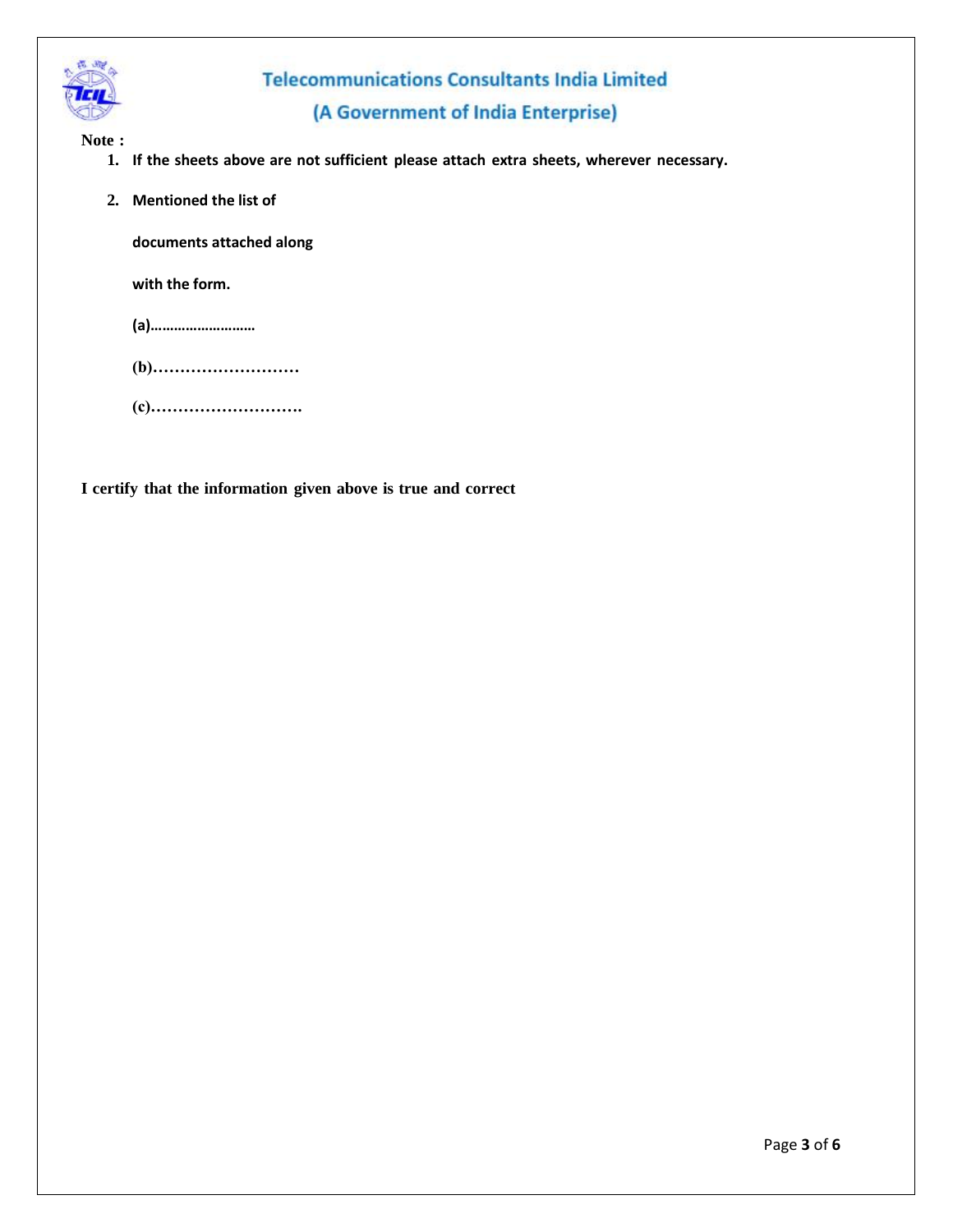**Note :**

1. **If the sheets above are not sufficient please attach extra sheets, wherever necessary.**

2. **Mentioned the list of**

   **documents attached along**

   **with the form.**

   **(a)………………………**

   **(b)………………………**

   **(c)……………………….**

**I certify that the information given above is true and correct**